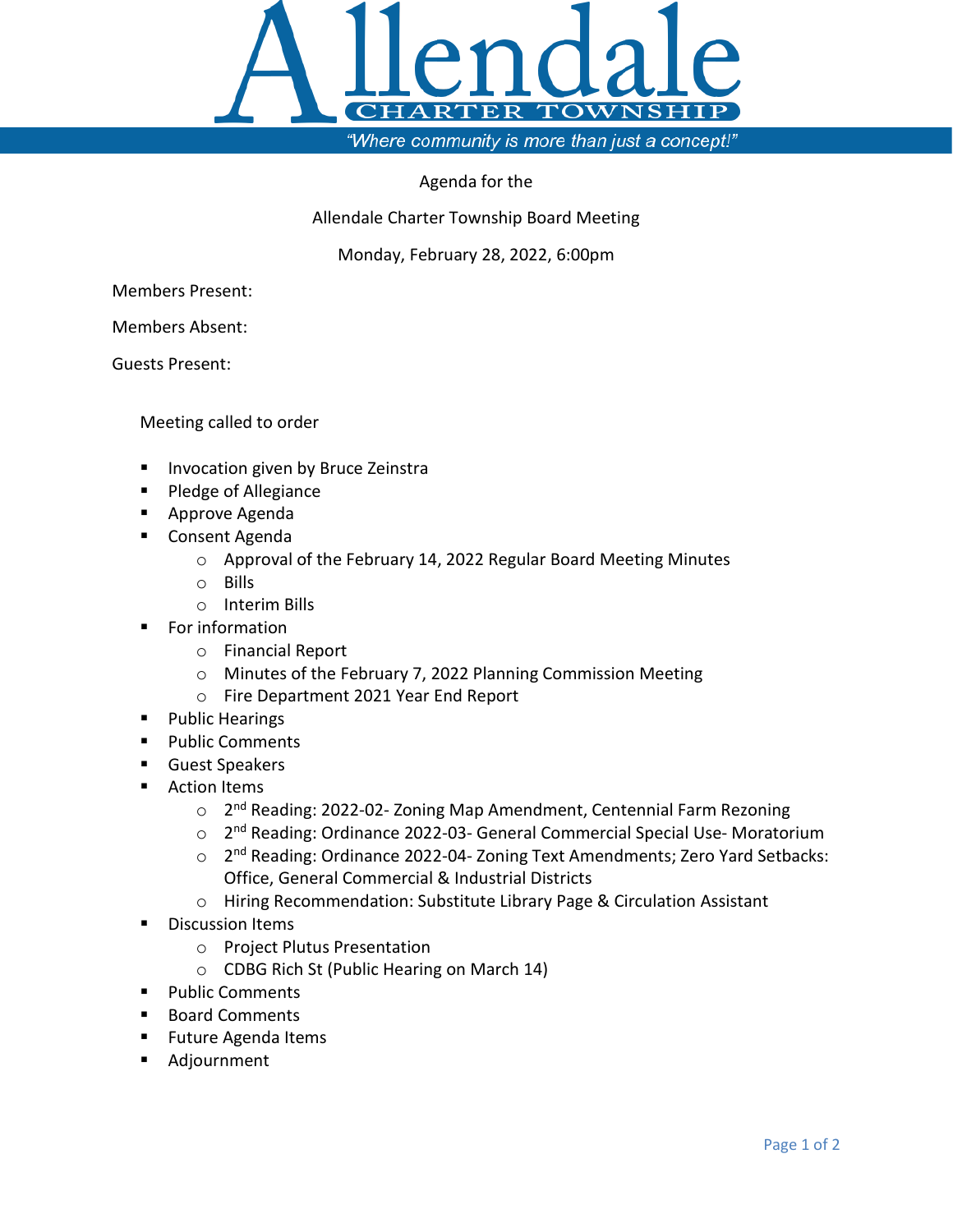# Allendale

CHARTER TOWNSHIP

*"Where community is more than just a concept!"*

Agenda for the

Allendale Charter Township Board Meeting

Monday, February 28, 2022, 6:00pm

Members Present:

Members Absent:

Guests Present:

Meeting called to order

- Invocation given by Bruce Zeinstra
- Pledge of Allegiance
- Approve Agenda
- Consent Agenda
  - Approval of the February 14, 2022 Regular Board Meeting Minutes
  - Bills
  - Interim Bills
- For information
  - Financial Report
  - Minutes of the February 7, 2022 Planning Commission Meeting
  - Fire Department 2021 Year End Report
- Public Hearings
- Public Comments
- Guest Speakers
- Action Items
  - 2nd Reading: 2022-02- Zoning Map Amendment, Centennial Farm Rezoning
  - 2nd Reading: Ordinance 2022-03- General Commercial Special Use- Moratorium
  - 2nd Reading: Ordinance 2022-04- Zoning Text Amendments; Zero Yard Setbacks: Office, General Commercial & Industrial Districts
  - Hiring Recommendation: Substitute Library Page & Circulation Assistant
- Discussion Items
  - Project Plutus Presentation
  - CDBG Rich St (Public Hearing on March 14)
- Public Comments
- Board Comments
- Future Agenda Items
- Adjournment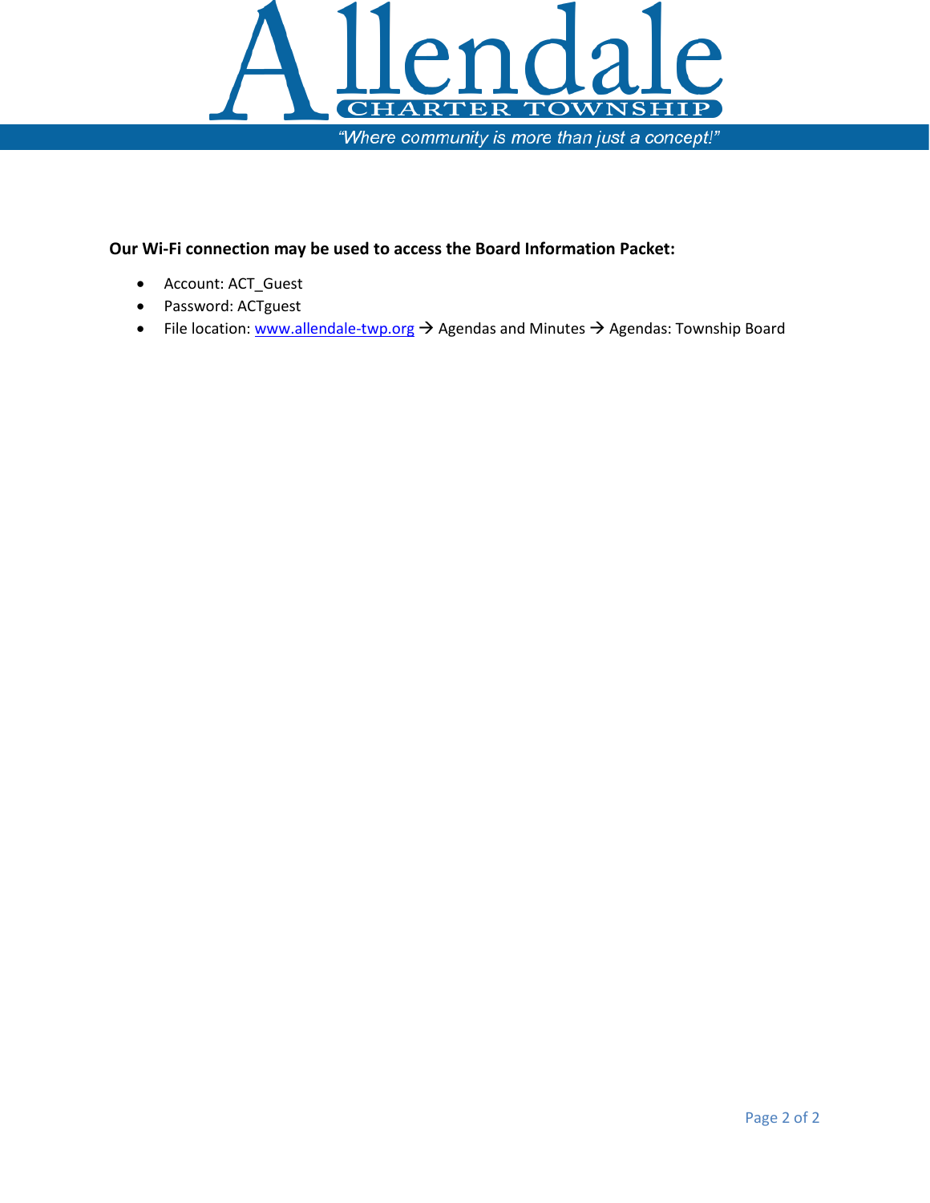**Our Wi-Fi connection may be used to access the Board Information Packet:**

- Account: ACT_Guest
- Password: ACTguest
- File location: www.allendale-twp.org → Agendas and Minutes → Agendas: Township Board